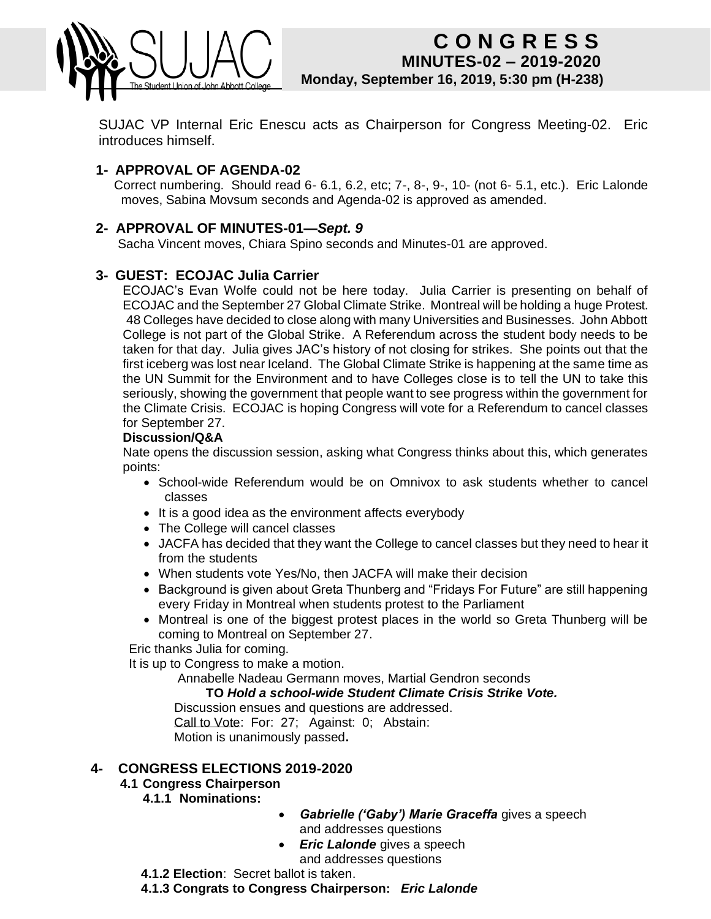# CONGRESS

## MINUTES-02 – 2019-2020

**Monday, September 16, 2019, 5:30 pm (H-238)**

SUJAC VP Internal Eric Enescu acts as Chairperson for Congress Meeting-02. Eric introduces himself.

## 1- APPROVAL OF AGENDA-02

Correct numbering. Should read 6- 6.1, 6.2, etc; 7-, 8-, 9-, 10- (not 6- 5.1, etc.). Eric Lalonde moves, Sabina Movsum seconds and Agenda-02 is approved as amended.

## 2- APPROVAL OF MINUTES-01—*Sept. 9*

Sacha Vincent moves, Chiara Spino seconds and Minutes-01 are approved.

## 3- GUEST: ECOJAC Julia Carrier

ECOJAC's Evan Wolfe could not be here today. Julia Carrier is presenting on behalf of ECOJAC and the September 27 Global Climate Strike. Montreal will be holding a huge Protest. 48 Colleges have decided to close along with many Universities and Businesses. John Abbott College is not part of the Global Strike. A Referendum across the student body needs to be taken for that day. Julia gives JAC's history of not closing for strikes. She points out that the first iceberg was lost near Iceland. The Global Climate Strike is happening at the same time as the UN Summit for the Environment and to have Colleges close is to tell the UN to take this seriously, showing the government that people want to see progress within the government for the Climate Crisis. ECOJAC is hoping Congress will vote for a Referendum to cancel classes for September 27.

**Discussion/Q&A**

Nate opens the discussion session, asking what Congress thinks about this, which generates points:

- School-wide Referendum would be on Omnivox to ask students whether to cancel classes
- It is a good idea as the environment affects everybody
- The College will cancel classes
- JACFA has decided that they want the College to cancel classes but they need to hear it from the students
- When students vote Yes/No, then JACFA will make their decision
- Background is given about Greta Thunberg and "Fridays For Future" are still happening every Friday in Montreal when students protest to the Parliament
- Montreal is one of the biggest protest places in the world so Greta Thunberg will be coming to Montreal on September 27.

Eric thanks Julia for coming.

It is up to Congress to make a motion.

Annabelle Nadeau Germann moves, Martial Gendron seconds

**TO *Hold a school-wide Student Climate Crisis Strike Vote.***

Discussion ensues and questions are addressed.

Call to Vote: For: 27; Against: 0; Abstain:

Motion is unanimously passed**.**

## 4- CONGRESS ELECTIONS 2019-2020

### 4.1 Congress Chairperson

**4.1.1 Nominations:**

- ***Gabrielle ('Gaby') Marie Graceffa*** gives a speech and addresses questions
- ***Eric Lalonde*** gives a speech and addresses questions

**4.1.2 Election**: Secret ballot is taken.

**4.1.3 Congrats to Congress Chairperson:** ***Eric Lalonde***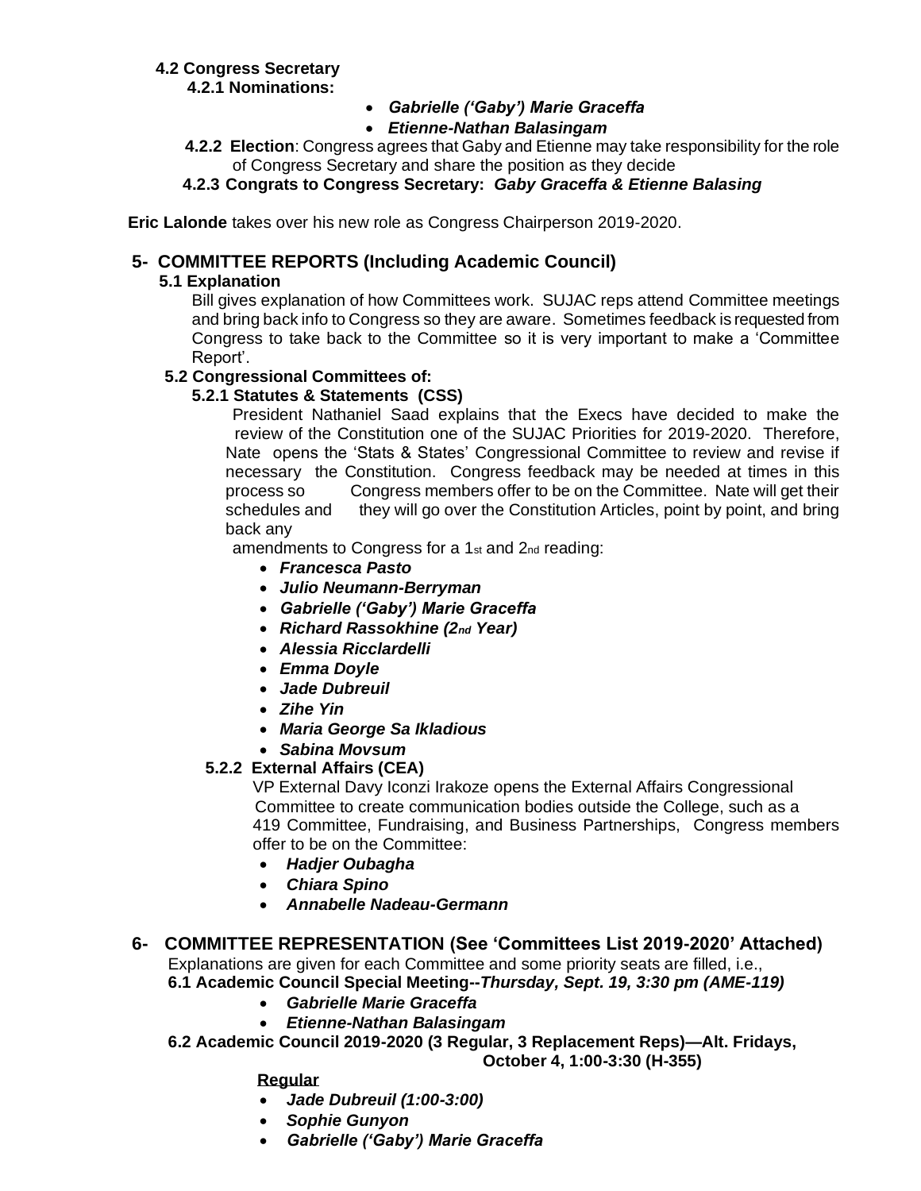**4.2 Congress Secretary**

**4.2.1 Nominations:**

- ***Gabrielle ('Gaby') Marie Graceffa***
- ***Etienne-Nathan Balasingam***

**4.2.2 Election**: Congress agrees that Gaby and Etienne may take responsibility for the role of Congress Secretary and share the position as they decide

**4.2.3 Congrats to Congress Secretary:** ***Gaby Graceffa & Etienne Balasing***

**Eric Lalonde** takes over his new role as Congress Chairperson 2019-2020.

## 5- COMMITTEE REPORTS (Including Academic Council)

**5.1 Explanation**

Bill gives explanation of how Committees work. SUJAC reps attend Committee meetings and bring back info to Congress so they are aware. Sometimes feedback is requested from Congress to take back to the Committee so it is very important to make a 'Committee Report'.

**5.2 Congressional Committees of:**

**5.2.1 Statutes & Statements (CSS)**

President Nathaniel Saad explains that the Execs have decided to make the review of the Constitution one of the SUJAC Priorities for 2019-2020. Therefore, Nate opens the 'Stats & States' Congressional Committee to review and revise if necessary the Constitution. Congress feedback may be needed at times in this process so Congress members offer to be on the Committee. Nate will get their schedules and they will go over the Constitution Articles, point by point, and bring back any amendments to Congress for a 1st and 2nd reading:

- ***Francesca Pasto***
- ***Julio Neumann-Berryman***
- ***Gabrielle ('Gaby') Marie Graceffa***
- ***Richard Rassokhine (2nd Year)***
- ***Alessia Ricclardelli***
- ***Emma Doyle***
- ***Jade Dubreuil***
- ***Zihe Yin***
- ***Maria George Sa Ikladious***
- ***Sabina Movsum***

**5.2.2 External Affairs (CEA)**

VP External Davy Iconzi Irakoze opens the External Affairs Congressional Committee to create communication bodies outside the College, such as a 419 Committee, Fundraising, and Business Partnerships, Congress members offer to be on the Committee:

- ***Hadjer Oubagha***
- ***Chiara Spino***
- ***Annabelle Nadeau-Germann***

## 6- COMMITTEE REPRESENTATION (See 'Committees List 2019-2020' Attached)

Explanations are given for each Committee and some priority seats are filled, i.e.,

**6.1 Academic Council Special Meeting--*Thursday, Sept. 19, 3:30 pm (AME-119)***

- ***Gabrielle Marie Graceffa***
- ***Etienne-Nathan Balasingam***

**6.2 Academic Council 2019-2020 (3 Regular, 3 Replacement Reps)—Alt. Fridays, October 4, 1:00-3:30 (H-355)**

**Regular**

- ***Jade Dubreuil (1:00-3:00)***
- ***Sophie Gunyon***
- ***Gabrielle ('Gaby') Marie Graceffa***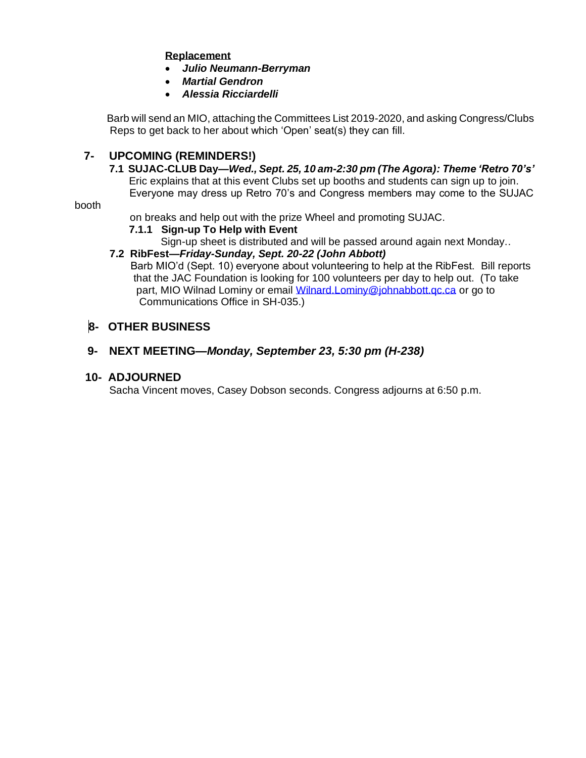**Replacement**

- ***Julio Neumann-Berryman***
- ***Martial Gendron***
- ***Alessia Ricciardelli***

Barb will send an MIO, attaching the Committees List 2019-2020, and asking Congress/Clubs Reps to get back to her about which 'Open' seat(s) they can fill.

## 7- UPCOMING (REMINDERS!)

### 7.1 SUJAC-CLUB Day—*Wed., Sept. 25, 10 am-2:30 pm (The Agora): Theme 'Retro 70's'*

Eric explains that at this event Clubs set up booths and students can sign up to join. Everyone may dress up Retro 70's and Congress members may come to the SUJAC booth on breaks and help out with the prize Wheel and promoting SUJAC.

#### 7.1.1 Sign-up To Help with Event

Sign-up sheet is distributed and will be passed around again next Monday..

### 7.2 RibFest—*Friday-Sunday, Sept. 20-22 (John Abbott)*

Barb MIO'd (Sept. 10) everyone about volunteering to help at the RibFest. Bill reports that the JAC Foundation is looking for 100 volunteers per day to help out. (To take part, MIO Wilnad Lominy or email Wilnard.Lominy@johnabbott.qc.ca or go to Communications Office in SH-035.)

## 8- OTHER BUSINESS

## 9- NEXT MEETING—*Monday, September 23, 5:30 pm (H-238)*

## 10- ADJOURNED

Sacha Vincent moves, Casey Dobson seconds. Congress adjourns at 6:50 p.m.